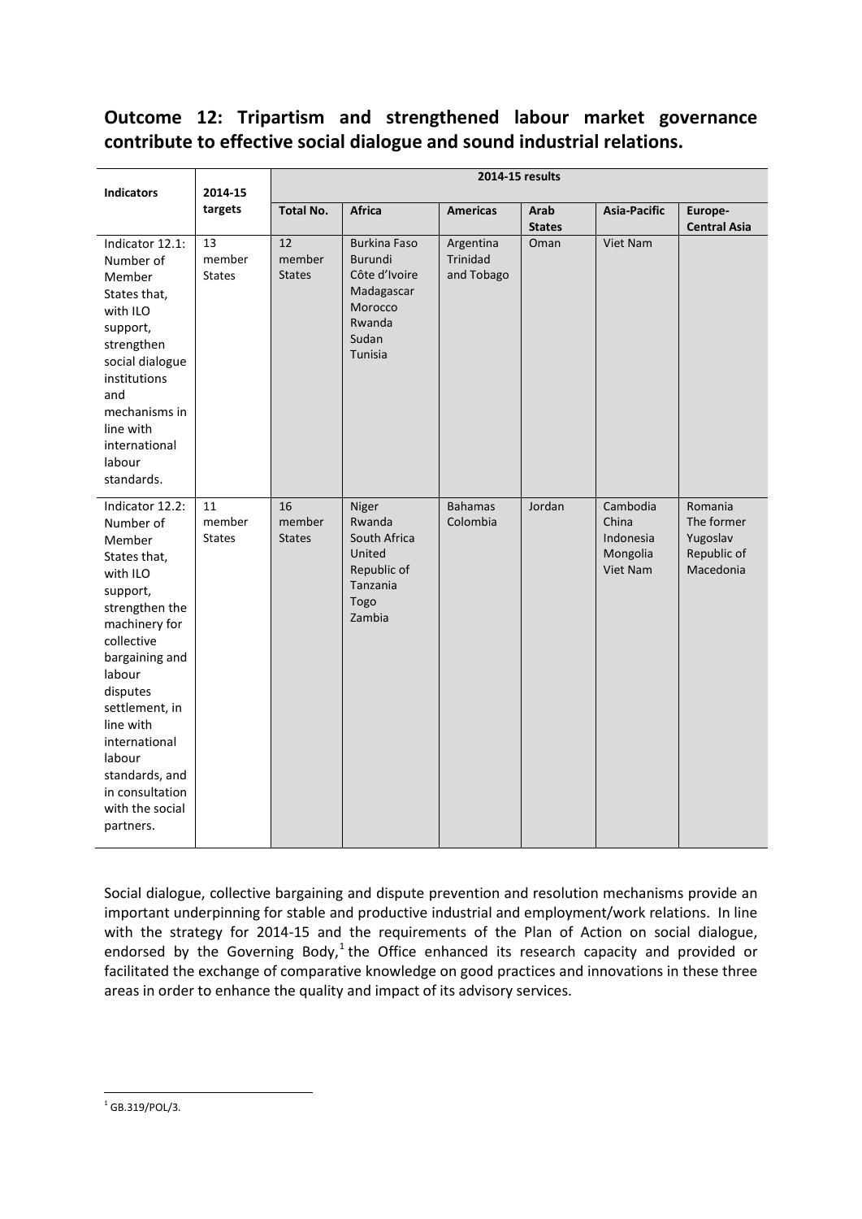## Outcome 12: Tripartism and strengthened labour market governance contribute to effective social dialogue and sound industrial relations.

| Indicators | 2014-15 targets | 2014-15 results | | | | | |
|---|---|---|---|---|---|---|---|
| | | Total No. | Africa | Americas | Arab States | Asia-Pacific | Europe-Central Asia |
| Indicator 12.1: Number of Member States that, with ILO support, strengthen social dialogue institutions and mechanisms in line with international labour standards. | 13 member States | 12 member States | Burkina Faso<br>Burundi<br>Côte d'Ivoire<br>Madagascar<br>Morocco<br>Rwanda<br>Sudan<br>Tunisia | Argentina<br>Trinidad and Tobago | Oman | Viet Nam | |
| Indicator 12.2: Number of Member States that, with ILO support, strengthen the machinery for collective bargaining and labour disputes settlement, in line with international labour standards, and in consultation with the social partners. | 11 member States | 16 member States | Niger<br>Rwanda<br>South Africa<br>United Republic of Tanzania<br>Togo<br>Zambia | Bahamas<br>Colombia | Jordan | Cambodia<br>China<br>Indonesia<br>Mongolia<br>Viet Nam | Romania<br>The former Yugoslav Republic of Macedonia |

Social dialogue, collective bargaining and dispute prevention and resolution mechanisms provide an important underpinning for stable and productive industrial and employment/work relations. In line with the strategy for 2014-15 and the requirements of the Plan of Action on social dialogue, endorsed by the Governing Body,[1] the Office enhanced its research capacity and provided or facilitated the exchange of comparative knowledge on good practices and innovations in these three areas in order to enhance the quality and impact of its advisory services.

[1] GB.319/POL/3.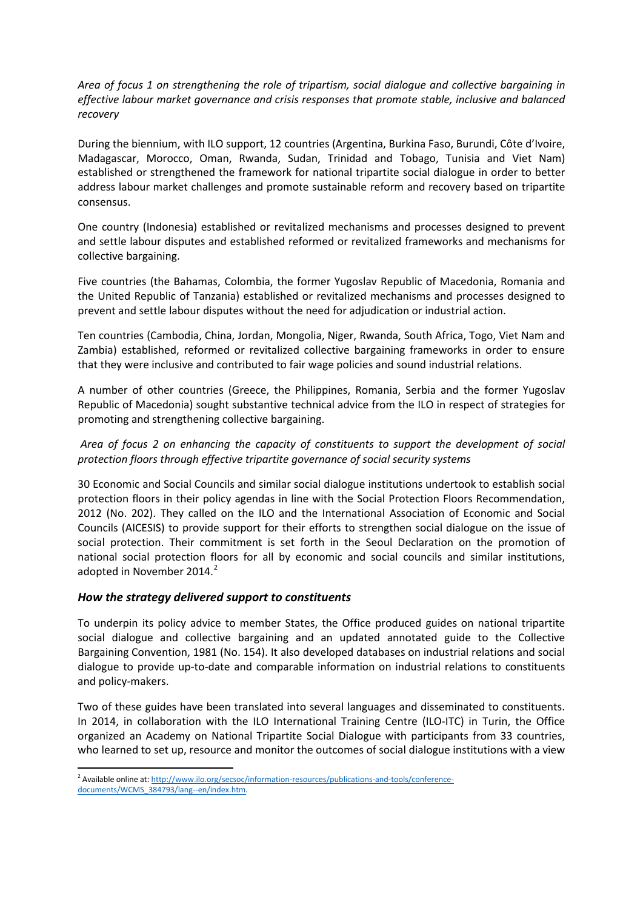*Area of focus 1 on strengthening the role of tripartism, social dialogue and collective bargaining in effective labour market governance and crisis responses that promote stable, inclusive and balanced recovery*

During the biennium, with ILO support, 12 countries (Argentina, Burkina Faso, Burundi, Côte d'Ivoire, Madagascar, Morocco, Oman, Rwanda, Sudan, Trinidad and Tobago, Tunisia and Viet Nam) established or strengthened the framework for national tripartite social dialogue in order to better address labour market challenges and promote sustainable reform and recovery based on tripartite consensus.

One country (Indonesia) established or revitalized mechanisms and processes designed to prevent and settle labour disputes and established reformed or revitalized frameworks and mechanisms for collective bargaining.

Five countries (the Bahamas, Colombia, the former Yugoslav Republic of Macedonia, Romania and the United Republic of Tanzania) established or revitalized mechanisms and processes designed to prevent and settle labour disputes without the need for adjudication or industrial action.

Ten countries (Cambodia, China, Jordan, Mongolia, Niger, Rwanda, South Africa, Togo, Viet Nam and Zambia) established, reformed or revitalized collective bargaining frameworks in order to ensure that they were inclusive and contributed to fair wage policies and sound industrial relations.

A number of other countries (Greece, the Philippines, Romania, Serbia and the former Yugoslav Republic of Macedonia) sought substantive technical advice from the ILO in respect of strategies for promoting and strengthening collective bargaining.

*Area of focus 2 on enhancing the capacity of constituents to support the development of social protection floors through effective tripartite governance of social security systems*

30 Economic and Social Councils and similar social dialogue institutions undertook to establish social protection floors in their policy agendas in line with the Social Protection Floors Recommendation, 2012 (No. 202). They called on the ILO and the International Association of Economic and Social Councils (AICESIS) to provide support for their efforts to strengthen social dialogue on the issue of social protection. Their commitment is set forth in the Seoul Declaration on the promotion of national social protection floors for all by economic and social councils and similar institutions, adopted in November 2014.[2]

### *How the strategy delivered support to constituents*

To underpin its policy advice to member States, the Office produced guides on national tripartite social dialogue and collective bargaining and an updated annotated guide to the Collective Bargaining Convention, 1981 (No. 154). It also developed databases on industrial relations and social dialogue to provide up-to-date and comparable information on industrial relations to constituents and policy-makers.

Two of these guides have been translated into several languages and disseminated to constituents. In 2014, in collaboration with the ILO International Training Centre (ILO-ITC) in Turin, the Office organized an Academy on National Tripartite Social Dialogue with participants from 33 countries, who learned to set up, resource and monitor the outcomes of social dialogue institutions with a view

---

[2] Available online at: http://www.ilo.org/secsoc/information-resources/publications-and-tools/conference-documents/WCMS_384793/lang--en/index.htm.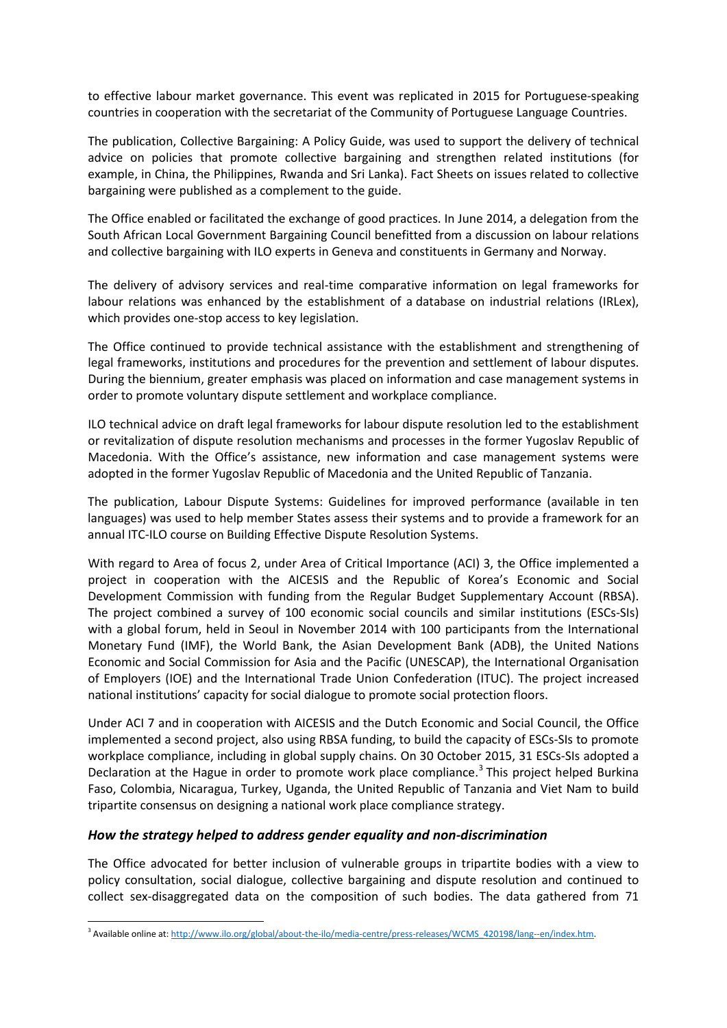to effective labour market governance. This event was replicated in 2015 for Portuguese-speaking countries in cooperation with the secretariat of the Community of Portuguese Language Countries.

The publication, Collective Bargaining: A Policy Guide, was used to support the delivery of technical advice on policies that promote collective bargaining and strengthen related institutions (for example, in China, the Philippines, Rwanda and Sri Lanka). Fact Sheets on issues related to collective bargaining were published as a complement to the guide.

The Office enabled or facilitated the exchange of good practices. In June 2014, a delegation from the South African Local Government Bargaining Council benefitted from a discussion on labour relations and collective bargaining with ILO experts in Geneva and constituents in Germany and Norway.

The delivery of advisory services and real-time comparative information on legal frameworks for labour relations was enhanced by the establishment of a database on industrial relations (IRLex), which provides one-stop access to key legislation.

The Office continued to provide technical assistance with the establishment and strengthening of legal frameworks, institutions and procedures for the prevention and settlement of labour disputes. During the biennium, greater emphasis was placed on information and case management systems in order to promote voluntary dispute settlement and workplace compliance.

ILO technical advice on draft legal frameworks for labour dispute resolution led to the establishment or revitalization of dispute resolution mechanisms and processes in the former Yugoslav Republic of Macedonia. With the Office's assistance, new information and case management systems were adopted in the former Yugoslav Republic of Macedonia and the United Republic of Tanzania.

The publication, Labour Dispute Systems: Guidelines for improved performance (available in ten languages) was used to help member States assess their systems and to provide a framework for an annual ITC-ILO course on Building Effective Dispute Resolution Systems.

With regard to Area of focus 2, under Area of Critical Importance (ACI) 3, the Office implemented a project in cooperation with the AICESIS and the Republic of Korea's Economic and Social Development Commission with funding from the Regular Budget Supplementary Account (RBSA). The project combined a survey of 100 economic social councils and similar institutions (ESCs-SIs) with a global forum, held in Seoul in November 2014 with 100 participants from the International Monetary Fund (IMF), the World Bank, the Asian Development Bank (ADB), the United Nations Economic and Social Commission for Asia and the Pacific (UNESCAP), the International Organisation of Employers (IOE) and the International Trade Union Confederation (ITUC). The project increased national institutions' capacity for social dialogue to promote social protection floors.

Under ACI 7 and in cooperation with AICESIS and the Dutch Economic and Social Council, the Office implemented a second project, also using RBSA funding, to build the capacity of ESCs-SIs to promote workplace compliance, including in global supply chains. On 30 October 2015, 31 ESCs-SIs adopted a Declaration at the Hague in order to promote work place compliance.[3] This project helped Burkina Faso, Colombia, Nicaragua, Turkey, Uganda, the United Republic of Tanzania and Viet Nam to build tripartite consensus on designing a national work place compliance strategy.

### *How the strategy helped to address gender equality and non-discrimination*

The Office advocated for better inclusion of vulnerable groups in tripartite bodies with a view to policy consultation, social dialogue, collective bargaining and dispute resolution and continued to collect sex-disaggregated data on the composition of such bodies. The data gathered from 71

---

[3] Available online at: http://www.ilo.org/global/about-the-ilo/media-centre/press-releases/WCMS_420198/lang--en/index.htm.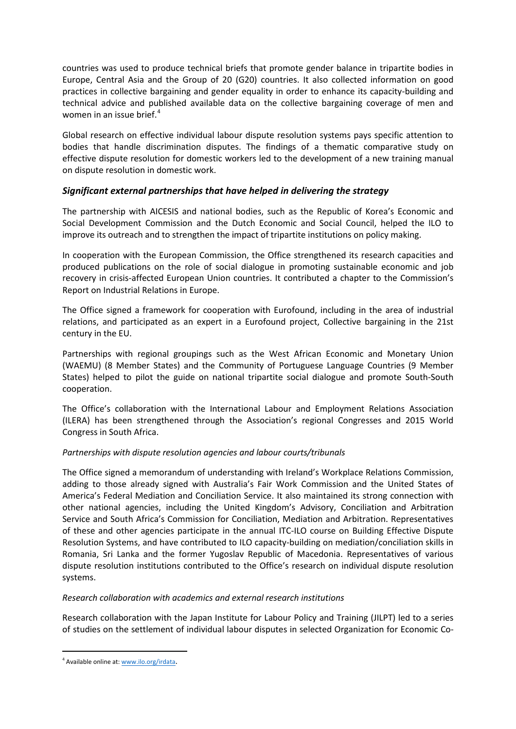countries was used to produce technical briefs that promote gender balance in tripartite bodies in Europe, Central Asia and the Group of 20 (G20) countries. It also collected information on good practices in collective bargaining and gender equality in order to enhance its capacity-building and technical advice and published available data on the collective bargaining coverage of men and women in an issue brief.[4]

Global research on effective individual labour dispute resolution systems pays specific attention to bodies that handle discrimination disputes. The findings of a thematic comparative study on effective dispute resolution for domestic workers led to the development of a new training manual on dispute resolution in domestic work.

### *Significant external partnerships that have helped in delivering the strategy*

The partnership with AICESIS and national bodies, such as the Republic of Korea's Economic and Social Development Commission and the Dutch Economic and Social Council, helped the ILO to improve its outreach and to strengthen the impact of tripartite institutions on policy making.

In cooperation with the European Commission, the Office strengthened its research capacities and produced publications on the role of social dialogue in promoting sustainable economic and job recovery in crisis-affected European Union countries. It contributed a chapter to the Commission's Report on Industrial Relations in Europe.

The Office signed a framework for cooperation with Eurofound, including in the area of industrial relations, and participated as an expert in a Eurofound project, Collective bargaining in the 21st century in the EU.

Partnerships with regional groupings such as the West African Economic and Monetary Union (WAEMU) (8 Member States) and the Community of Portuguese Language Countries (9 Member States) helped to pilot the guide on national tripartite social dialogue and promote South-South cooperation.

The Office's collaboration with the International Labour and Employment Relations Association (ILERA) has been strengthened through the Association's regional Congresses and 2015 World Congress in South Africa.

*Partnerships with dispute resolution agencies and labour courts/tribunals*

The Office signed a memorandum of understanding with Ireland's Workplace Relations Commission, adding to those already signed with Australia's Fair Work Commission and the United States of America's Federal Mediation and Conciliation Service. It also maintained its strong connection with other national agencies, including the United Kingdom's Advisory, Conciliation and Arbitration Service and South Africa's Commission for Conciliation, Mediation and Arbitration. Representatives of these and other agencies participate in the annual ITC-ILO course on Building Effective Dispute Resolution Systems, and have contributed to ILO capacity-building on mediation/conciliation skills in Romania, Sri Lanka and the former Yugoslav Republic of Macedonia. Representatives of various dispute resolution institutions contributed to the Office's research on individual dispute resolution systems.

*Research collaboration with academics and external research institutions*

Research collaboration with the Japan Institute for Labour Policy and Training (JILPT) led to a series of studies on the settlement of individual labour disputes in selected Organization for Economic Co-

---

[4] Available online at: www.ilo.org/irdata.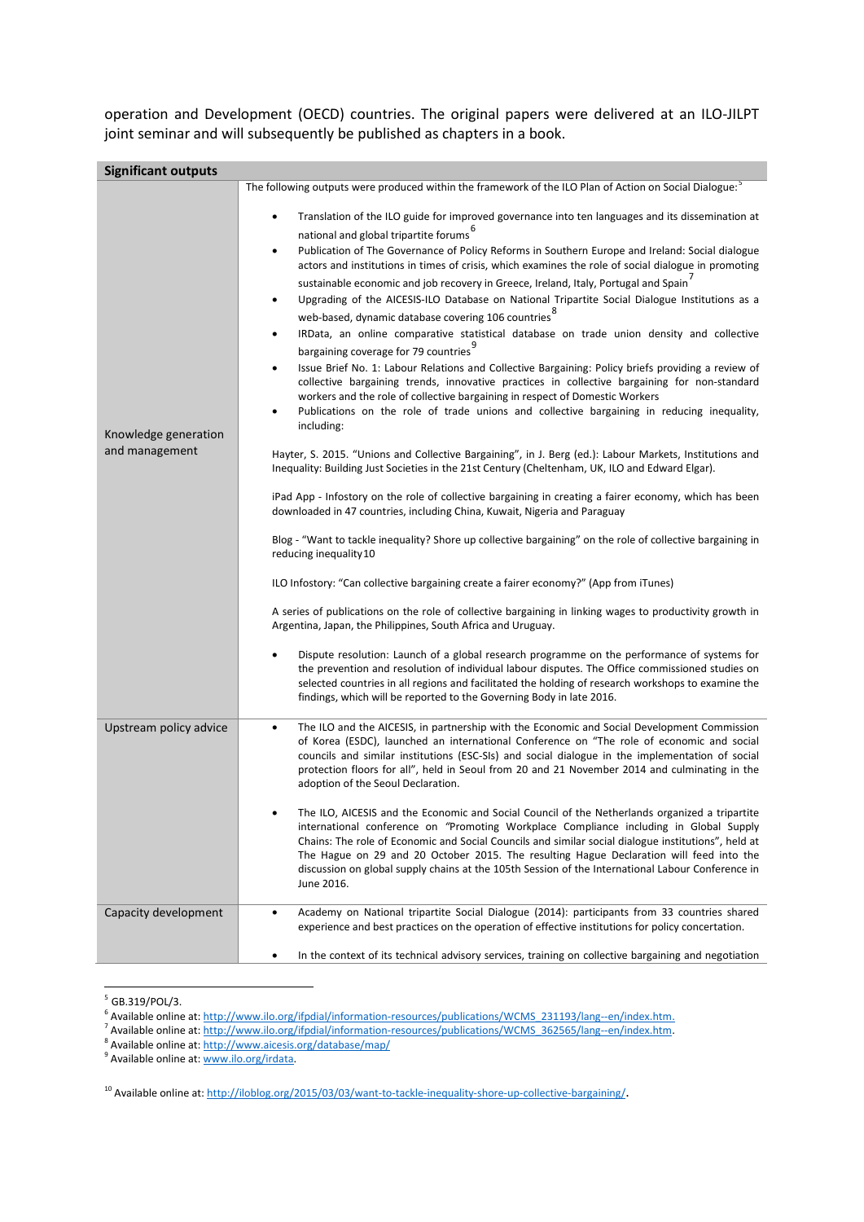operation and Development (OECD) countries. The original papers were delivered at an ILO-JILPT joint seminar and will subsequently be published as chapters in a book.

| Significant outputs | |
|---|---|
| Knowledge generation and management | The following outputs were produced within the framework of the ILO Plan of Action on Social Dialogue:[5]<br><br>• Translation of the ILO guide for improved governance into ten languages and its dissemination at national and global tripartite forums[6]<br>• Publication of The Governance of Policy Reforms in Southern Europe and Ireland: Social dialogue actors and institutions in times of crisis, which examines the role of social dialogue in promoting sustainable economic and job recovery in Greece, Ireland, Italy, Portugal and Spain[7]<br>• Upgrading of the AICESIS-ILO Database on National Tripartite Social Dialogue Institutions as a web-based, dynamic database covering 106 countries[8]<br>• IRData, an online comparative statistical database on trade union density and collective bargaining coverage for 79 countries[9]<br>• Issue Brief No. 1: Labour Relations and Collective Bargaining: Policy briefs providing a review of collective bargaining trends, innovative practices in collective bargaining for non-standard workers and the role of collective bargaining in respect of Domestic Workers<br>• Publications on the role of trade unions and collective bargaining in reducing inequality, including:<br><br>Hayter, S. 2015. "Unions and Collective Bargaining", in J. Berg (ed.): Labour Markets, Institutions and Inequality: Building Just Societies in the 21st Century (Cheltenham, UK, ILO and Edward Elgar).<br><br>iPad App - Infostory on the role of collective bargaining in creating a fairer economy, which has been downloaded in 47 countries, including China, Kuwait, Nigeria and Paraguay<br><br>Blog - "Want to tackle inequality? Shore up collective bargaining" on the role of collective bargaining in reducing inequality[10]<br><br>ILO Infostory: "Can collective bargaining create a fairer economy?" (App from iTunes)<br><br>A series of publications on the role of collective bargaining in linking wages to productivity growth in Argentina, Japan, the Philippines, South Africa and Uruguay.<br><br>• Dispute resolution: Launch of a global research programme on the performance of systems for the prevention and resolution of individual labour disputes. The Office commissioned studies on selected countries in all regions and facilitated the holding of research workshops to examine the findings, which will be reported to the Governing Body in late 2016. |
| Upstream policy advice | • The ILO and the AICESIS, in partnership with the Economic and Social Development Commission of Korea (ESDC), launched an international Conference on "The role of economic and social councils and similar institutions (ESC-SIs) and social dialogue in the implementation of social protection floors for all", held in Seoul from 20 and 21 November 2014 and culminating in the adoption of the Seoul Declaration.<br><br>• The ILO, AICESIS and the Economic and Social Council of the Netherlands organized a tripartite international conference on "Promoting Workplace Compliance including in Global Supply Chains: The role of Economic and Social Councils and similar social dialogue institutions", held at The Hague on 29 and 20 October 2015. The resulting Hague Declaration will feed into the discussion on global supply chains at the 105th Session of the International Labour Conference in June 2016. |
| Capacity development | • Academy on National tripartite Social Dialogue (2014): participants from 33 countries shared experience and best practices on the operation of effective institutions for policy concertation.<br><br>• In the context of its technical advisory services, training on collective bargaining and negotiation |

[5] GB.319/POL/3.
[6] Available online at: http://www.ilo.org/ifpdial/information-resources/publications/WCMS_231193/lang--en/index.htm.
[7] Available online at: http://www.ilo.org/ifpdial/information-resources/publications/WCMS_362565/lang--en/index.htm.
[8] Available online at: http://www.aicesis.org/database/map/
[9] Available online at: www.ilo.org/irdata.

[10] Available online at: http://iloblog.org/2015/03/03/want-to-tackle-inequality-shore-up-collective-bargaining/.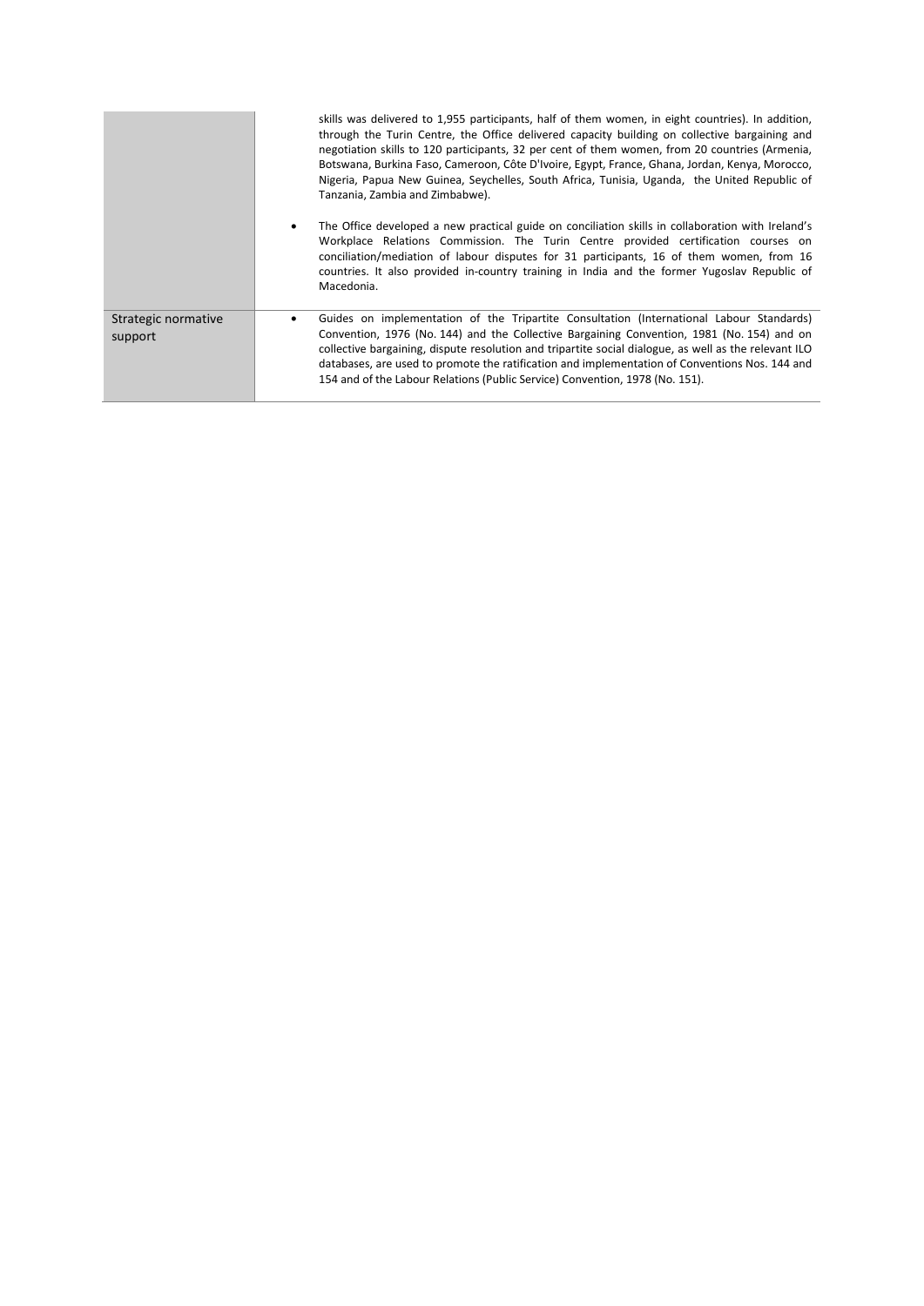| | |
|---|---|
| | skills was delivered to 1,955 participants, half of them women, in eight countries). In addition, through the Turin Centre, the Office delivered capacity building on collective bargaining and negotiation skills to 120 participants, 32 per cent of them women, from 20 countries (Armenia, Botswana, Burkina Faso, Cameroon, Côte D'Ivoire, Egypt, France, Ghana, Jordan, Kenya, Morocco, Nigeria, Papua New Guinea, Seychelles, South Africa, Tunisia, Uganda, the United Republic of Tanzania, Zambia and Zimbabwe).<br><br>• The Office developed a new practical guide on conciliation skills in collaboration with Ireland's Workplace Relations Commission. The Turin Centre provided certification courses on conciliation/mediation of labour disputes for 31 participants, 16 of them women, from 16 countries. It also provided in-country training in India and the former Yugoslav Republic of Macedonia. |
| Strategic normative support | • Guides on implementation of the Tripartite Consultation (International Labour Standards) Convention, 1976 (No. 144) and the Collective Bargaining Convention, 1981 (No. 154) and on collective bargaining, dispute resolution and tripartite social dialogue, as well as the relevant ILO databases, are used to promote the ratification and implementation of Conventions Nos. 144 and 154 and of the Labour Relations (Public Service) Convention, 1978 (No. 151). |